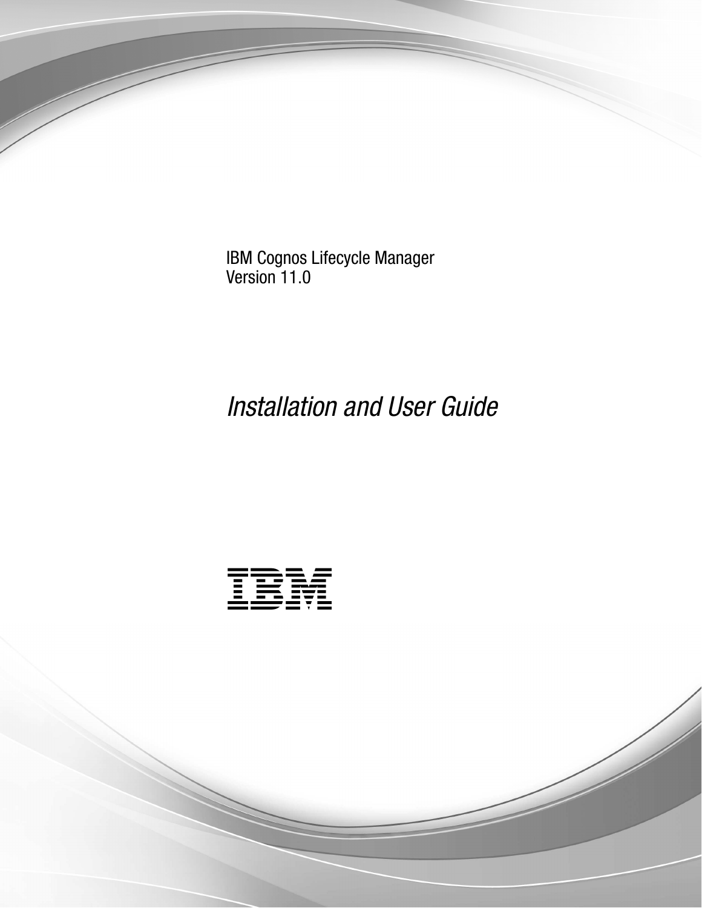IBM Cognos Lifecycle Manager
Version 11.0

# *Installation and User Guide*

IBM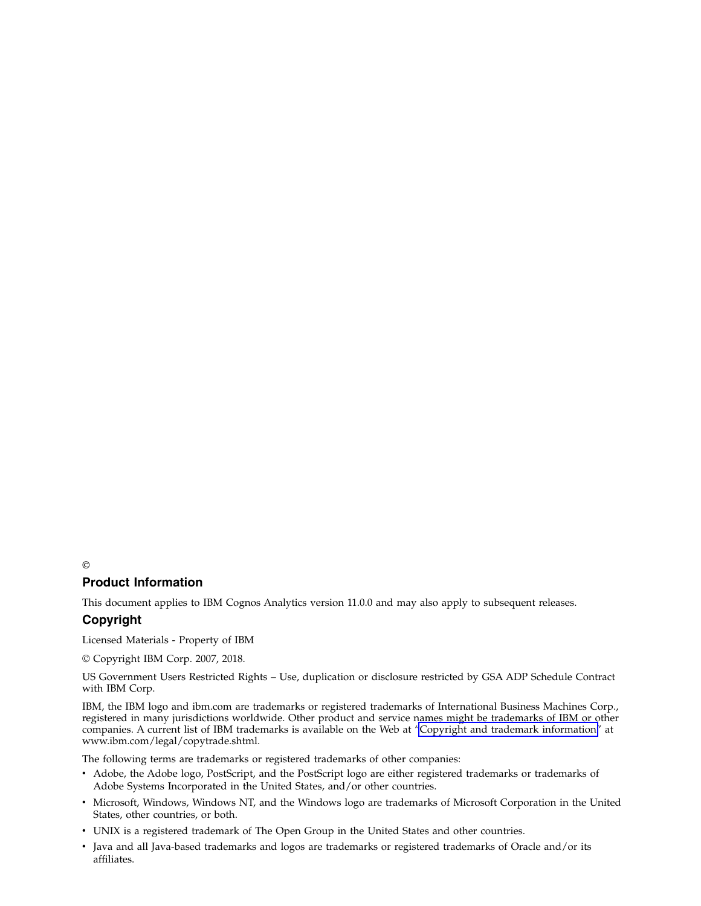©

## Product Information

This document applies to IBM Cognos Analytics version 11.0.0 and may also apply to subsequent releases.

## Copyright

Licensed Materials - Property of IBM

© Copyright IBM Corp. 2007, 2018.

US Government Users Restricted Rights – Use, duplication or disclosure restricted by GSA ADP Schedule Contract with IBM Corp.

IBM, the IBM logo and ibm.com are trademarks or registered trademarks of International Business Machines Corp., registered in many jurisdictions worldwide. Other product and service names might be trademarks of IBM or other companies. A current list of IBM trademarks is available on the Web at "Copyright and trademark information" at www.ibm.com/legal/copytrade.shtml.

The following terms are trademarks or registered trademarks of other companies:

- Adobe, the Adobe logo, PostScript, and the PostScript logo are either registered trademarks or trademarks of Adobe Systems Incorporated in the United States, and/or other countries.
- Microsoft, Windows, Windows NT, and the Windows logo are trademarks of Microsoft Corporation in the United States, other countries, or both.
- UNIX is a registered trademark of The Open Group in the United States and other countries.
- Java and all Java-based trademarks and logos are trademarks or registered trademarks of Oracle and/or its affiliates.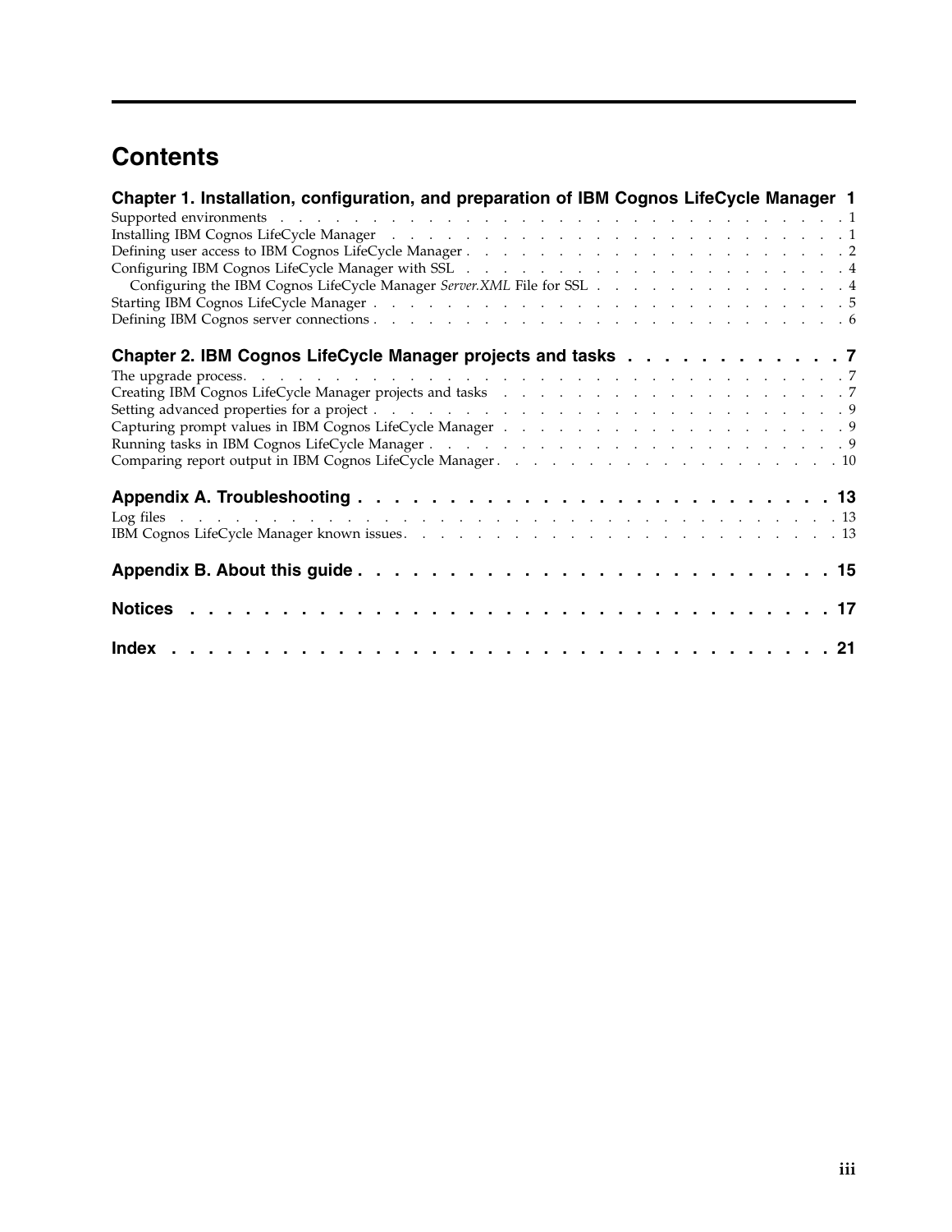# Contents

**Chapter 1. Installation, configuration, and preparation of IBM Cognos LifeCycle Manager 1**

Supported environments . . . . . . . . . . 1
Installing IBM Cognos LifeCycle Manager . . . . . . . . . . 1
Defining user access to IBM Cognos LifeCycle Manager . . . . . . . . . . 2
Configuring IBM Cognos LifeCycle Manager with SSL . . . . . . . . . . 4
  Configuring the IBM Cognos LifeCycle Manager *Server.XML* File for SSL . . . . . . . . . . 4
Starting IBM Cognos LifeCycle Manager . . . . . . . . . . 5
Defining IBM Cognos server connections . . . . . . . . . . 6

**Chapter 2. IBM Cognos LifeCycle Manager projects and tasks . . . . . . . . . . 7**

The upgrade process. . . . . . . . . . 7
Creating IBM Cognos LifeCycle Manager projects and tasks . . . . . . . . . . 7
Setting advanced properties for a project . . . . . . . . . . 9
Capturing prompt values in IBM Cognos LifeCycle Manager . . . . . . . . . . 9
Running tasks in IBM Cognos LifeCycle Manager . . . . . . . . . . 9
Comparing report output in IBM Cognos LifeCycle Manager . . . . . . . . . . 10

**Appendix A. Troubleshooting . . . . . . . . . . 13**

Log files . . . . . . . . . . 13
IBM Cognos LifeCycle Manager known issues. . . . . . . . . . 13

**Appendix B. About this guide . . . . . . . . . . 15**

**Notices . . . . . . . . . . 17**

**Index . . . . . . . . . . 21**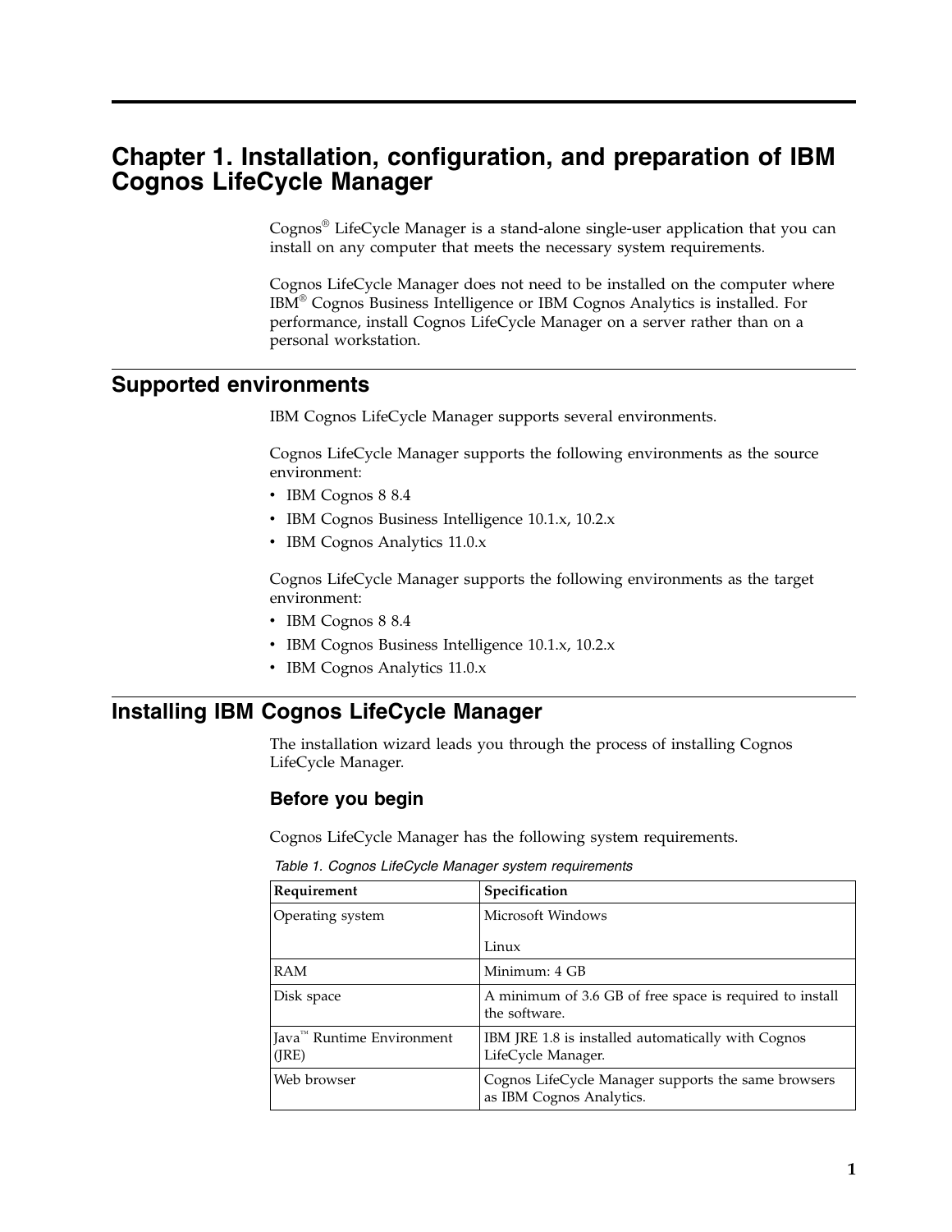# Chapter 1. Installation, configuration, and preparation of IBM Cognos LifeCycle Manager

Cognos® LifeCycle Manager is a stand-alone single-user application that you can install on any computer that meets the necessary system requirements.

Cognos LifeCycle Manager does not need to be installed on the computer where IBM® Cognos Business Intelligence or IBM Cognos Analytics is installed. For performance, install Cognos LifeCycle Manager on a server rather than on a personal workstation.

## Supported environments

IBM Cognos LifeCycle Manager supports several environments.

Cognos LifeCycle Manager supports the following environments as the source environment:

- IBM Cognos 8 8.4
- IBM Cognos Business Intelligence 10.1.x, 10.2.x
- IBM Cognos Analytics 11.0.x

Cognos LifeCycle Manager supports the following environments as the target environment:

- IBM Cognos 8 8.4
- IBM Cognos Business Intelligence 10.1.x, 10.2.x
- IBM Cognos Analytics 11.0.x

## Installing IBM Cognos LifeCycle Manager

The installation wizard leads you through the process of installing Cognos LifeCycle Manager.

### Before you begin

Cognos LifeCycle Manager has the following system requirements.

*Table 1. Cognos LifeCycle Manager system requirements*

| Requirement | Specification |
| --- | --- |
| Operating system | Microsoft Windows<br><br>Linux |
| RAM | Minimum: 4 GB |
| Disk space | A minimum of 3.6 GB of free space is required to install the software. |
| Java™ Runtime Environment (JRE) | IBM JRE 1.8 is installed automatically with Cognos LifeCycle Manager. |
| Web browser | Cognos LifeCycle Manager supports the same browsers as IBM Cognos Analytics. |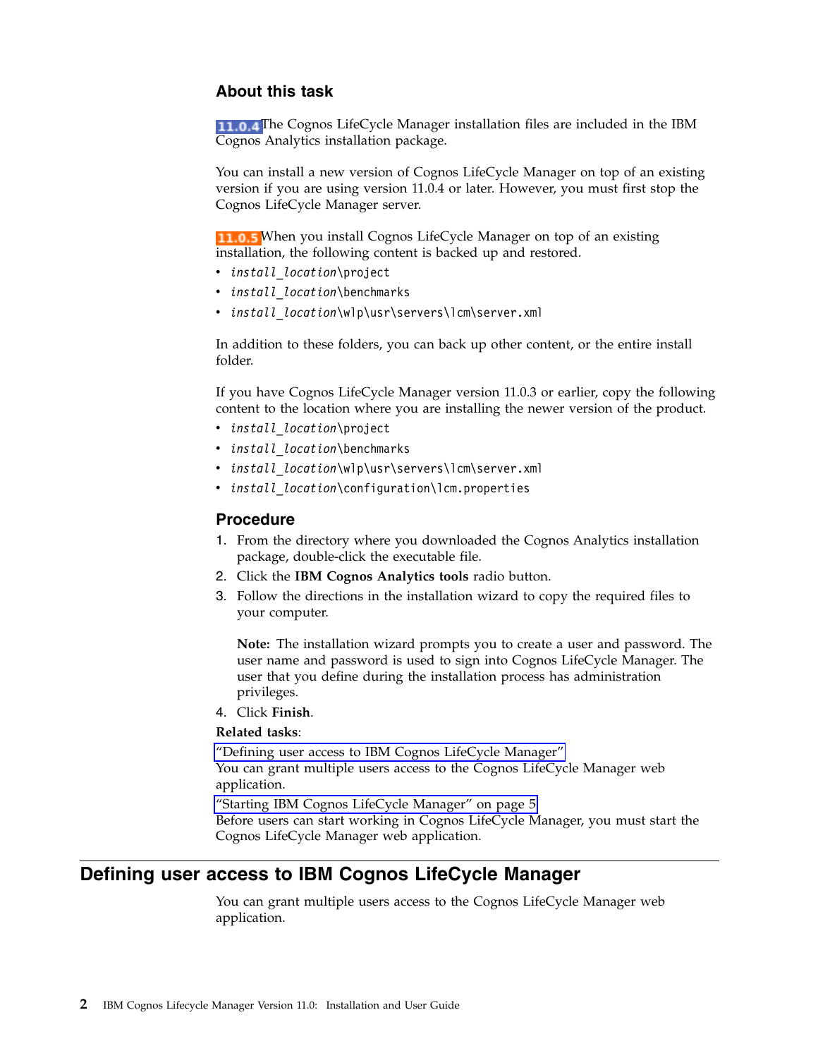### About this task

11.0.4 The Cognos LifeCycle Manager installation files are included in the IBM Cognos Analytics installation package.

You can install a new version of Cognos LifeCycle Manager on top of an existing version if you are using version 11.0.4 or later. However, you must first stop the Cognos LifeCycle Manager server.

11.0.5 When you install Cognos LifeCycle Manager on top of an existing installation, the following content is backed up and restored.

- *install_location*\project
- *install_location*\benchmarks
- *install_location*\wlp\usr\servers\lcm\server.xml

In addition to these folders, you can back up other content, or the entire install folder.

If you have Cognos LifeCycle Manager version 11.0.3 or earlier, copy the following content to the location where you are installing the newer version of the product.

- *install_location*\project
- *install_location*\benchmarks
- *install_location*\wlp\usr\servers\lcm\server.xml
- *install_location*\configuration\lcm.properties

### Procedure

1. From the directory where you downloaded the Cognos Analytics installation package, double-click the executable file.
2. Click the **IBM Cognos Analytics tools** radio button.
3. Follow the directions in the installation wizard to copy the required files to your computer.

   **Note:** The installation wizard prompts you to create a user and password. The user name and password is used to sign into Cognos LifeCycle Manager. The user that you define during the installation process has administration privileges.
4. Click **Finish**.

**Related tasks**:

"Defining user access to IBM Cognos LifeCycle Manager"
You can grant multiple users access to the Cognos LifeCycle Manager web application.

"Starting IBM Cognos LifeCycle Manager" on page 5
Before users can start working in Cognos LifeCycle Manager, you must start the Cognos LifeCycle Manager web application.

## Defining user access to IBM Cognos LifeCycle Manager

You can grant multiple users access to the Cognos LifeCycle Manager web application.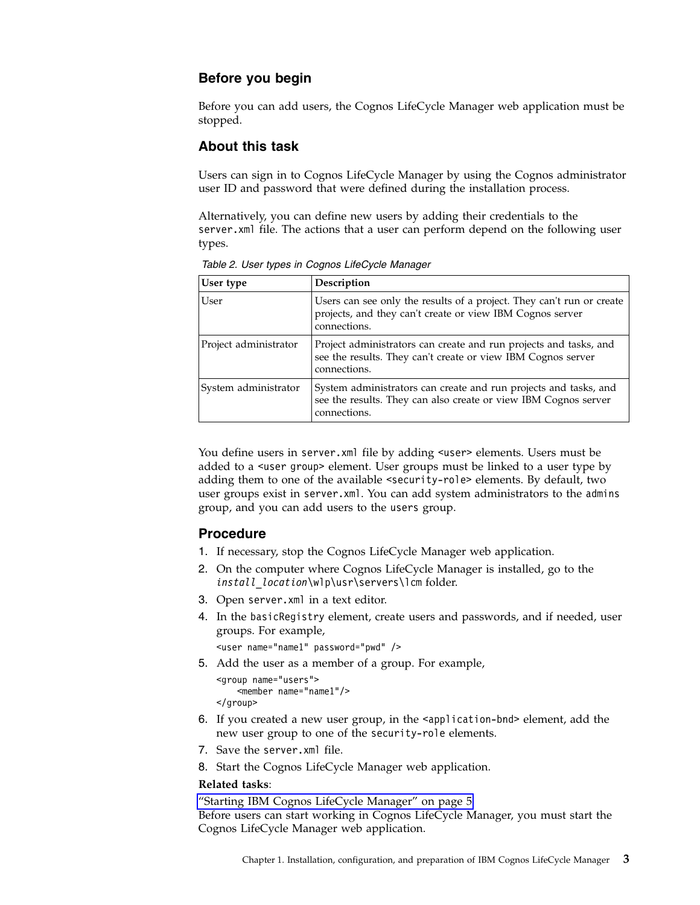## Before you begin

Before you can add users, the Cognos LifeCycle Manager web application must be stopped.

## About this task

Users can sign in to Cognos LifeCycle Manager by using the Cognos administrator user ID and password that were defined during the installation process.

Alternatively, you can define new users by adding their credentials to the `server.xml` file. The actions that a user can perform depend on the following user types.

*Table 2. User types in Cognos LifeCycle Manager*

| User type | Description |
| --- | --- |
| User | Users can see only the results of a project. They can't run or create projects, and they can't create or view IBM Cognos server connections. |
| Project administrator | Project administrators can create and run projects and tasks, and see the results. They can't create or view IBM Cognos server connections. |
| System administrator | System administrators can create and run projects and tasks, and see the results. They can also create or view IBM Cognos server connections. |

You define users in `server.xml` file by adding `<user>` elements. Users must be added to a `<user group>` element. User groups must be linked to a user type by adding them to one of the available `<security-role>` elements. By default, two user groups exist in `server.xml`. You can add system administrators to the `admins` group, and you can add users to the `users` group.

## Procedure

1. If necessary, stop the Cognos LifeCycle Manager web application.
2. On the computer where Cognos LifeCycle Manager is installed, go to the *install_location*`\wlp\usr\servers\lcm` folder.
3. Open `server.xml` in a text editor.
4. In the `basicRegistry` element, create users and passwords, and if needed, user groups. For example,

   ```
   <user name="name1" password="pwd" />
   ```

5. Add the user as a member of a group. For example,

   ```
   <group name="users">
       <member name="name1"/>
   </group>
   ```

6. If you created a new user group, in the `<application-bnd>` element, add the new user group to one of the `security-role` elements.
7. Save the `server.xml` file.
8. Start the Cognos LifeCycle Manager web application.

**Related tasks**:

"Starting IBM Cognos LifeCycle Manager" on page 5

Before users can start working in Cognos LifeCycle Manager, you must start the Cognos LifeCycle Manager web application.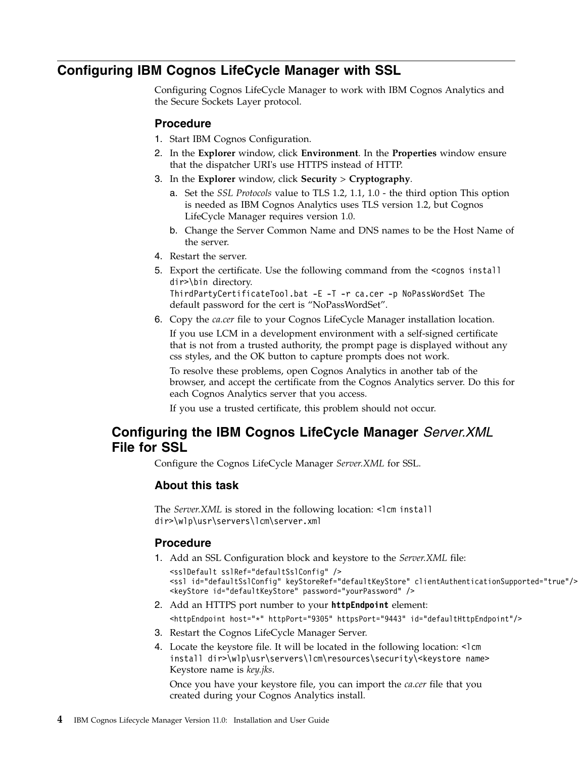## Configuring IBM Cognos LifeCycle Manager with SSL

Configuring Cognos LifeCycle Manager to work with IBM Cognos Analytics and the Secure Sockets Layer protocol.

### Procedure

1. Start IBM Cognos Configuration.
2. In the **Explorer** window, click **Environment**. In the **Properties** window ensure that the dispatcher URI's use HTTPS instead of HTTP.
3. In the **Explorer** window, click **Security** > **Cryptography**.
   a. Set the *SSL Protocols* value to TLS 1.2, 1.1, 1.0 - the third option This option is needed as IBM Cognos Analytics uses TLS version 1.2, but Cognos LifeCycle Manager requires version 1.0.
   b. Change the Server Common Name and DNS names to be the Host Name of the server.
4. Restart the server.
5. Export the certificate. Use the following command from the `<cognos install dir>\bin` directory.
   `ThirdPartyCertificateTool.bat -E -T -r ca.cer -p NoPassWordSet` The default password for the cert is "NoPassWordSet".
6. Copy the *ca.cer* file to your Cognos LifeCycle Manager installation location.

   If you use LCM in a development environment with a self-signed certificate that is not from a trusted authority, the prompt page is displayed without any css styles, and the OK button to capture prompts does not work.

   To resolve these problems, open Cognos Analytics in another tab of the browser, and accept the certificate from the Cognos Analytics server. Do this for each Cognos Analytics server that you access.

   If you use a trusted certificate, this problem should not occur.

## Configuring the IBM Cognos LifeCycle Manager *Server.XML* File for SSL

Configure the Cognos LifeCycle Manager *Server.XML* for SSL.

### About this task

The *Server.XML* is stored in the following location: `<lcm install dir>\wlp\usr\servers\lcm\server.xml`

### Procedure

1. Add an SSL Configuration block and keystore to the *Server.XML* file:
```
<sslDefault sslRef="defaultSslConfig" />
<ssl id="defaultSslConfig" keyStoreRef="defaultKeyStore" clientAuthenticationSupported="true"/>
<keyStore id="defaultKeyStore" password="yourPassword" />
```
2. Add an HTTPS port number to your **httpEndpoint** element:
```
<httpEndpoint host="*" httpPort="9305" httpsPort="9443" id="defaultHttpEndpoint"/>
```
3. Restart the Cognos LifeCycle Manager Server.
4. Locate the keystore file. It will be located in the following location: `<lcm install dir>\wlp\usr\servers\lcm\resources\security\<keystore name>` Keystore name is *key.jks*.

   Once you have your keystore file, you can import the *ca.cer* file that you created during your Cognos Analytics install.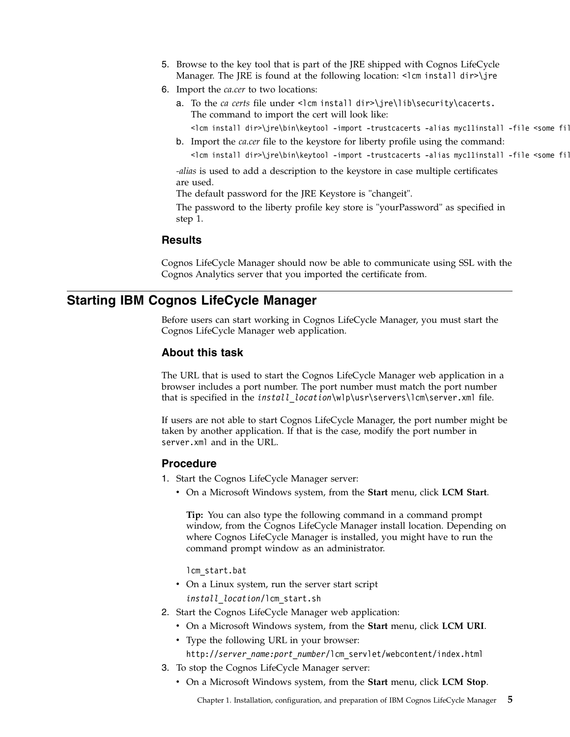5. Browse to the key tool that is part of the JRE shipped with Cognos LifeCycle Manager. The JRE is found at the following location: `<lcm install dir>\jre`
6. Import the *ca.cer* to two locations:
   a. To the *ca certs* file under `<lcm install dir>\jre\lib\security\cacerts.` The command to import the cert will look like:

      ```
      <lcm install dir>\jre\bin\keytool -import -trustcacerts -alias myc11install -file <some fil
      ```

   b. Import the *ca.cer* file to the keystore for liberty profile using the command:

      ```
      <lcm install dir>\jre\bin\keytool -import -trustcacerts -alias myc11install -file <some fil
      ```

   *-alias* is used to add a description to the keystore in case multiple certificates are used.

   The default password for the JRE Keystore is "changeit".

   The password to the liberty profile key store is "yourPassword" as specified in step 1.

### Results

Cognos LifeCycle Manager should now be able to communicate using SSL with the Cognos Analytics server that you imported the certificate from.

## Starting IBM Cognos LifeCycle Manager

Before users can start working in Cognos LifeCycle Manager, you must start the Cognos LifeCycle Manager web application.

### About this task

The URL that is used to start the Cognos LifeCycle Manager web application in a browser includes a port number. The port number must match the port number that is specified in the `install_location\wlp\usr\servers\lcm\server.xml` file.

If users are not able to start Cognos LifeCycle Manager, the port number might be taken by another application. If that is the case, modify the port number in `server.xml` and in the URL.

### Procedure

1. Start the Cognos LifeCycle Manager server:
   - On a Microsoft Windows system, from the **Start** menu, click **LCM Start**.

     **Tip:** You can also type the following command in a command prompt window, from the Cognos LifeCycle Manager install location. Depending on where Cognos LifeCycle Manager is installed, you might have to run the command prompt window as an administrator.

     ```
     lcm_start.bat
     ```

   - On a Linux system, run the server start script `install_location/lcm_start.sh`
2. Start the Cognos LifeCycle Manager web application:
   - On a Microsoft Windows system, from the **Start** menu, click **LCM URI**.
   - Type the following URL in your browser: `http://server_name:port_number/lcm_servlet/webcontent/index.html`
3. To stop the Cognos LifeCycle Manager server:
   - On a Microsoft Windows system, from the **Start** menu, click **LCM Stop**.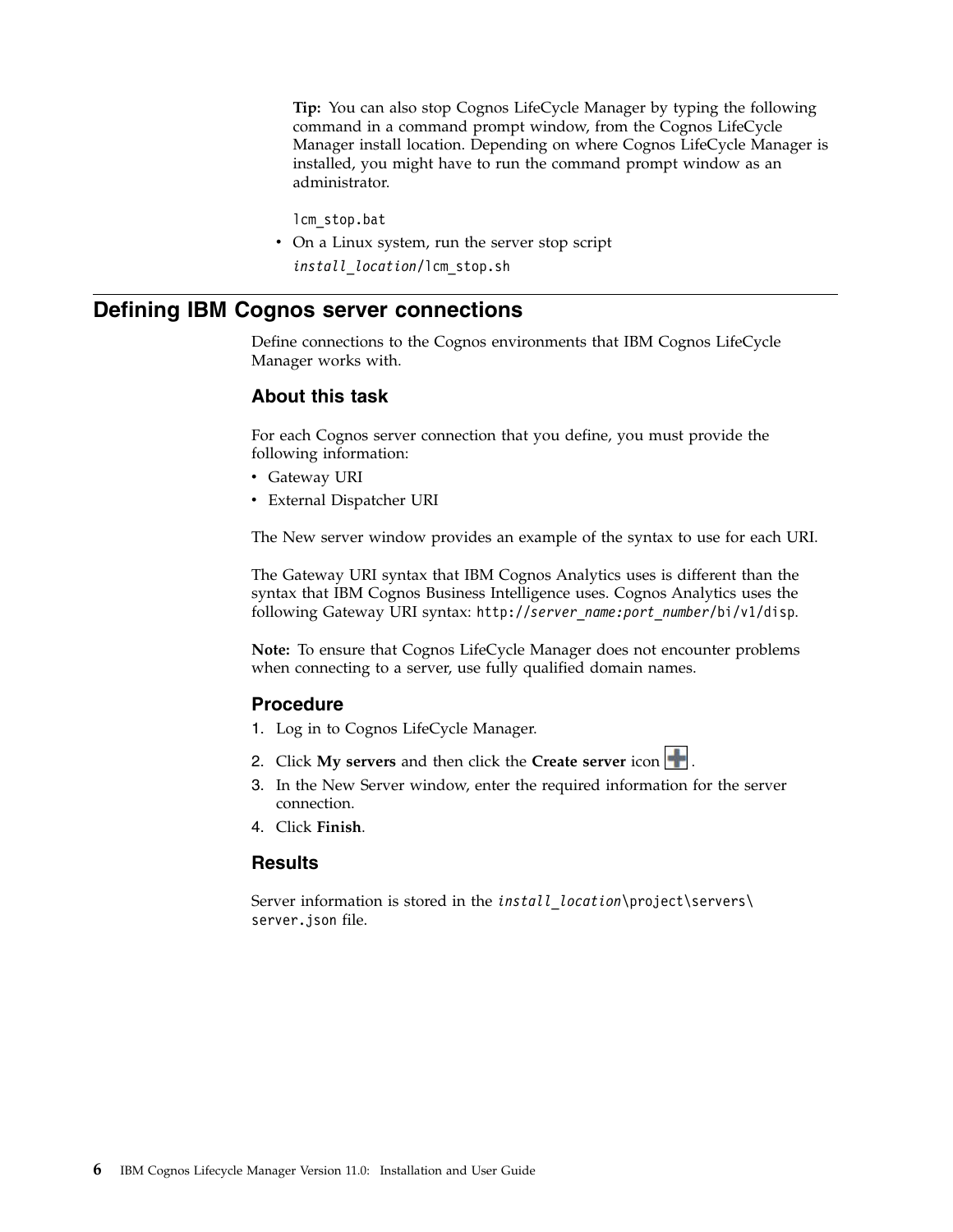**Tip:** You can also stop Cognos LifeCycle Manager by typing the following command in a command prompt window, from the Cognos LifeCycle Manager install location. Depending on where Cognos LifeCycle Manager is installed, you might have to run the command prompt window as an administrator.

```
lcm_stop.bat
```

- On a Linux system, run the server stop script

  *install_location*/lcm_stop.sh

## Defining IBM Cognos server connections

Define connections to the Cognos environments that IBM Cognos LifeCycle Manager works with.

### About this task

For each Cognos server connection that you define, you must provide the following information:

- Gateway URI
- External Dispatcher URI

The New server window provides an example of the syntax to use for each URI.

The Gateway URI syntax that IBM Cognos Analytics uses is different than the syntax that IBM Cognos Business Intelligence uses. Cognos Analytics uses the following Gateway URI syntax: `http://`*server_name:port_number*`/bi/v1/disp`.

**Note:** To ensure that Cognos LifeCycle Manager does not encounter problems when connecting to a server, use fully qualified domain names.

### Procedure

1. Log in to Cognos LifeCycle Manager.
2. Click **My servers** and then click the **Create server** icon .
3. In the New Server window, enter the required information for the server connection.
4. Click **Finish**.

### Results

Server information is stored in the *install_location*`\project\servers\server.json` file.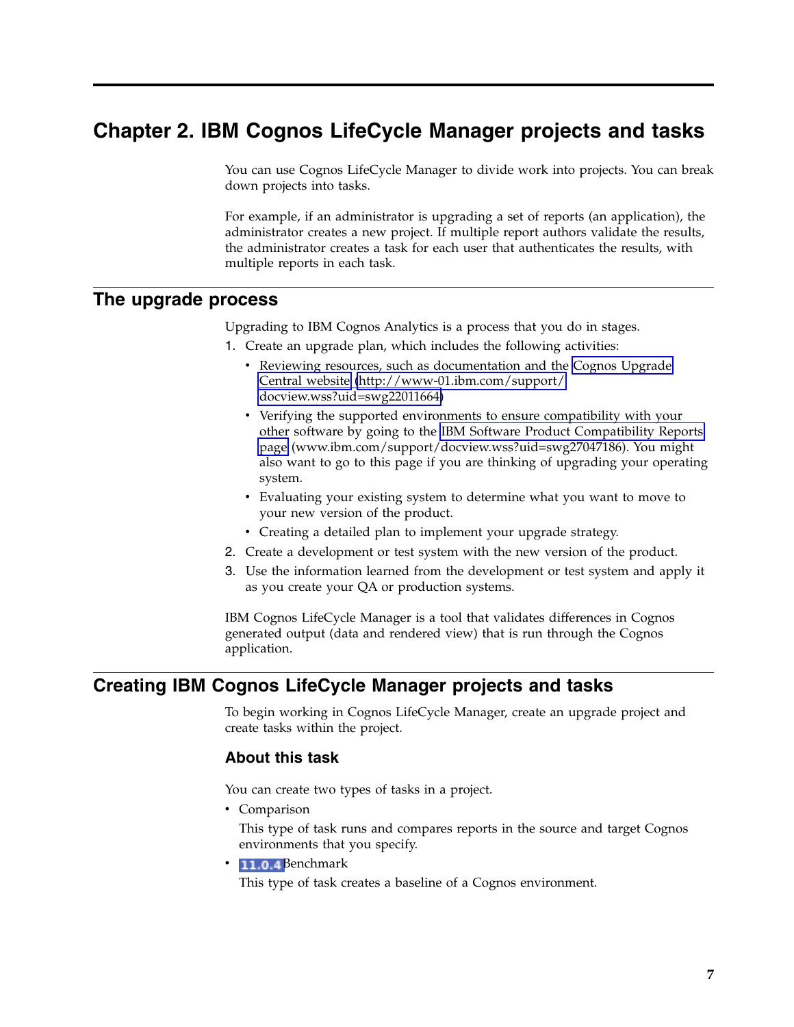# Chapter 2. IBM Cognos LifeCycle Manager projects and tasks

You can use Cognos LifeCycle Manager to divide work into projects. You can break down projects into tasks.

For example, if an administrator is upgrading a set of reports (an application), the administrator creates a new project. If multiple report authors validate the results, the administrator creates a task for each user that authenticates the results, with multiple reports in each task.

## The upgrade process

Upgrading to IBM Cognos Analytics is a process that you do in stages.

1. Create an upgrade plan, which includes the following activities:
   - Reviewing resources, such as documentation and the Cognos Upgrade Central website (http://www-01.ibm.com/support/docview.wss?uid=swg22011664)
   - Verifying the supported environments to ensure compatibility with your other software by going to the IBM Software Product Compatibility Reports page (www.ibm.com/support/docview.wss?uid=swg27047186). You might also want to go to this page if you are thinking of upgrading your operating system.
   - Evaluating your existing system to determine what you want to move to your new version of the product.
   - Creating a detailed plan to implement your upgrade strategy.
2. Create a development or test system with the new version of the product.
3. Use the information learned from the development or test system and apply it as you create your QA or production systems.

IBM Cognos LifeCycle Manager is a tool that validates differences in Cognos generated output (data and rendered view) that is run through the Cognos application.

## Creating IBM Cognos LifeCycle Manager projects and tasks

To begin working in Cognos LifeCycle Manager, create an upgrade project and create tasks within the project.

### About this task

You can create two types of tasks in a project.

- Comparison

  This type of task runs and compares reports in the source and target Cognos environments that you specify.
- 11.0.4 Benchmark

  This type of task creates a baseline of a Cognos environment.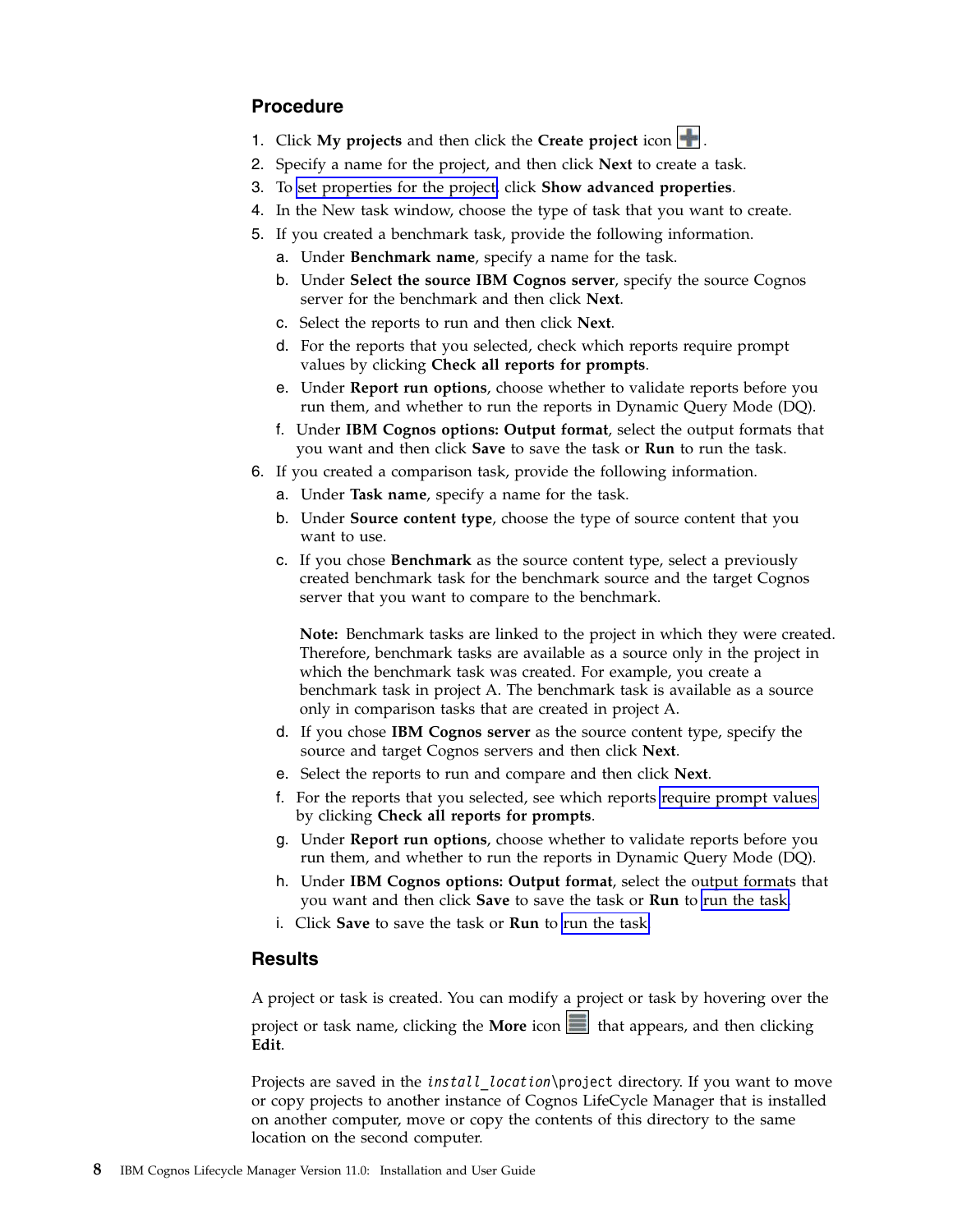### Procedure

1. Click **My projects** and then click the **Create project** icon.
2. Specify a name for the project, and then click **Next** to create a task.
3. To set properties for the project, click **Show advanced properties**.
4. In the New task window, choose the type of task that you want to create.
5. If you created a benchmark task, provide the following information.
   a. Under **Benchmark name**, specify a name for the task.
   b. Under **Select the source IBM Cognos server**, specify the source Cognos server for the benchmark and then click **Next**.
   c. Select the reports to run and then click **Next**.
   d. For the reports that you selected, check which reports require prompt values by clicking **Check all reports for prompts**.
   e. Under **Report run options**, choose whether to validate reports before you run them, and whether to run the reports in Dynamic Query Mode (DQ).
   f. Under **IBM Cognos options: Output format**, select the output formats that you want and then click **Save** to save the task or **Run** to run the task.
6. If you created a comparison task, provide the following information.
   a. Under **Task name**, specify a name for the task.
   b. Under **Source content type**, choose the type of source content that you want to use.
   c. If you chose **Benchmark** as the source content type, select a previously created benchmark task for the benchmark source and the target Cognos server that you want to compare to the benchmark.

      **Note:** Benchmark tasks are linked to the project in which they were created. Therefore, benchmark tasks are available as a source only in the project in which the benchmark task was created. For example, you create a benchmark task in project A. The benchmark task is available as a source only in comparison tasks that are created in project A.
   d. If you chose **IBM Cognos server** as the source content type, specify the source and target Cognos servers and then click **Next**.
   e. Select the reports to run and compare and then click **Next**.
   f. For the reports that you selected, see which reports require prompt values by clicking **Check all reports for prompts**.
   g. Under **Report run options**, choose whether to validate reports before you run them, and whether to run the reports in Dynamic Query Mode (DQ).
   h. Under **IBM Cognos options: Output format**, select the output formats that you want and then click **Save** to save the task or **Run** to run the task.
   i. Click **Save** to save the task or **Run** to run the task.

### Results

A project or task is created. You can modify a project or task by hovering over the project or task name, clicking the **More** icon that appears, and then clicking **Edit**.

Projects are saved in the *install_location*\project directory. If you want to move or copy projects to another instance of Cognos LifeCycle Manager that is installed on another computer, move or copy the contents of this directory to the same location on the second computer.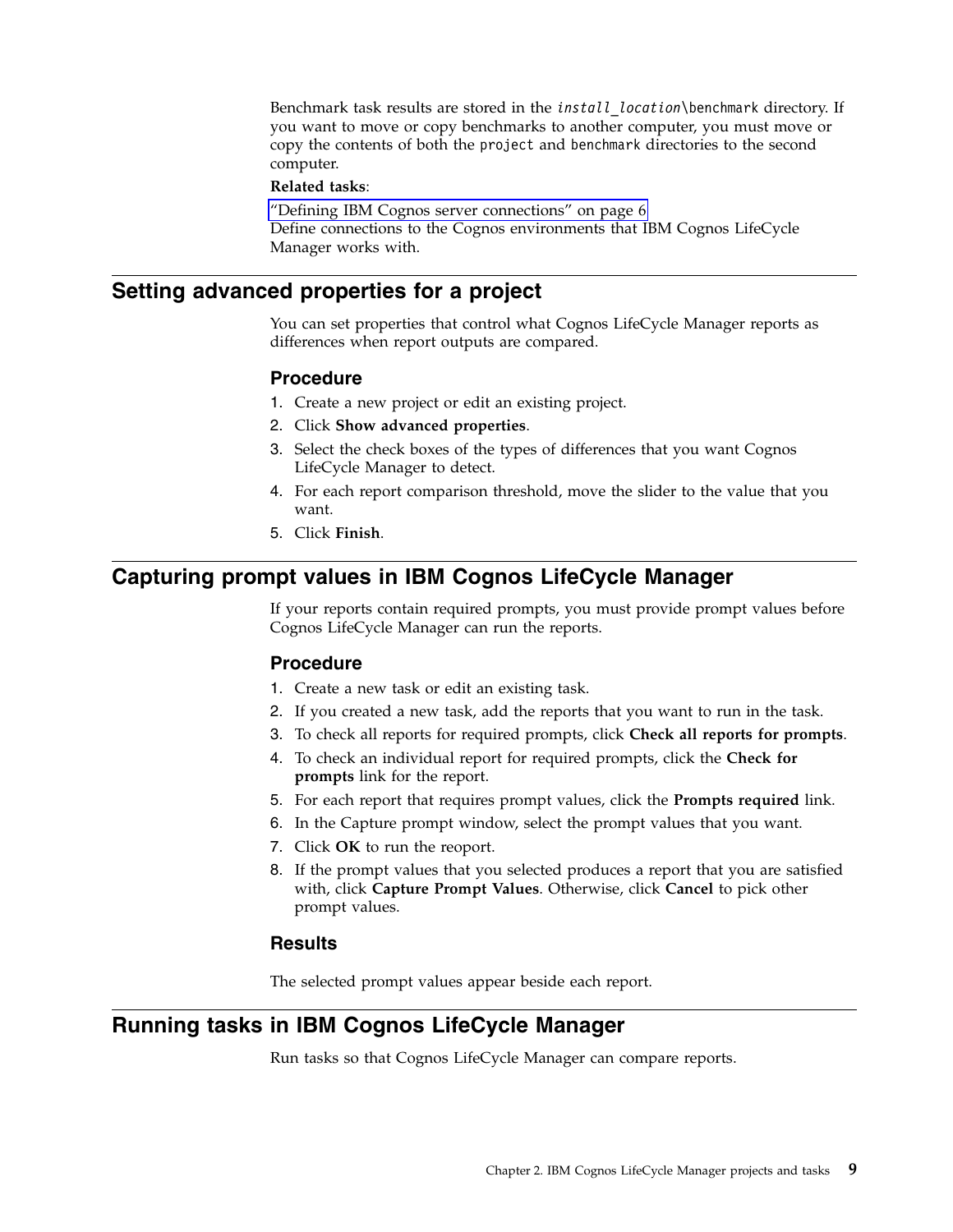Benchmark task results are stored in the *install_location*\benchmark directory. If you want to move or copy benchmarks to another computer, you must move or copy the contents of both the project and benchmark directories to the second computer.

**Related tasks**:

"Defining IBM Cognos server connections" on page 6
Define connections to the Cognos environments that IBM Cognos LifeCycle Manager works with.

## Setting advanced properties for a project

You can set properties that control what Cognos LifeCycle Manager reports as differences when report outputs are compared.

### Procedure

1. Create a new project or edit an existing project.
2. Click **Show advanced properties**.
3. Select the check boxes of the types of differences that you want Cognos LifeCycle Manager to detect.
4. For each report comparison threshold, move the slider to the value that you want.
5. Click **Finish**.

## Capturing prompt values in IBM Cognos LifeCycle Manager

If your reports contain required prompts, you must provide prompt values before Cognos LifeCycle Manager can run the reports.

### Procedure

1. Create a new task or edit an existing task.
2. If you created a new task, add the reports that you want to run in the task.
3. To check all reports for required prompts, click **Check all reports for prompts**.
4. To check an individual report for required prompts, click the **Check for prompts** link for the report.
5. For each report that requires prompt values, click the **Prompts required** link.
6. In the Capture prompt window, select the prompt values that you want.
7. Click **OK** to run the reoport.
8. If the prompt values that you selected produces a report that you are satisfied with, click **Capture Prompt Values**. Otherwise, click **Cancel** to pick other prompt values.

### Results

The selected prompt values appear beside each report.

## Running tasks in IBM Cognos LifeCycle Manager

Run tasks so that Cognos LifeCycle Manager can compare reports.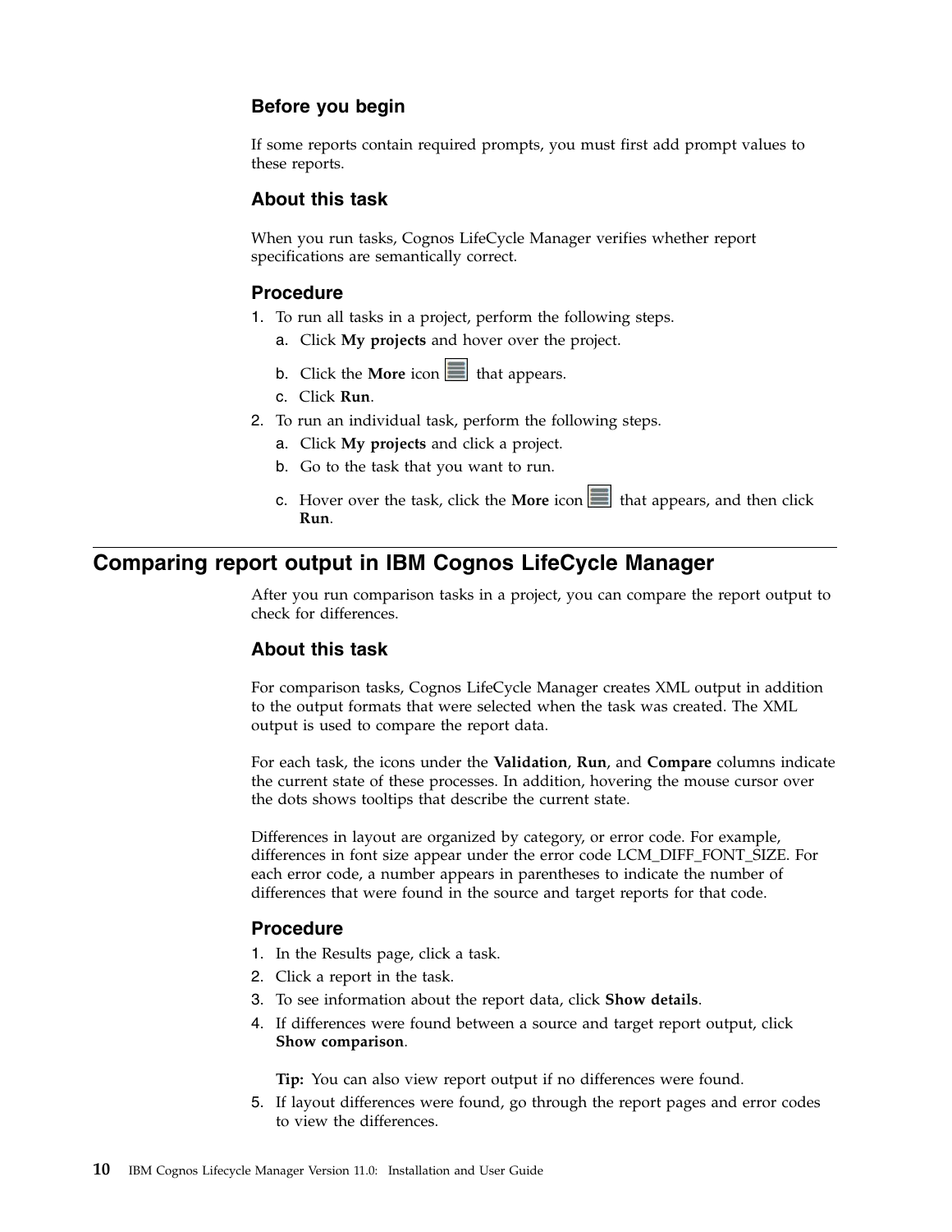### Before you begin

If some reports contain required prompts, you must first add prompt values to these reports.

### About this task

When you run tasks, Cognos LifeCycle Manager verifies whether report specifications are semantically correct.

### Procedure

1. To run all tasks in a project, perform the following steps.
   a. Click **My projects** and hover over the project.
   b. Click the **More** icon that appears.
   c. Click **Run**.
2. To run an individual task, perform the following steps.
   a. Click **My projects** and click a project.
   b. Go to the task that you want to run.
   c. Hover over the task, click the **More** icon that appears, and then click **Run**.

## Comparing report output in IBM Cognos LifeCycle Manager

After you run comparison tasks in a project, you can compare the report output to check for differences.

### About this task

For comparison tasks, Cognos LifeCycle Manager creates XML output in addition to the output formats that were selected when the task was created. The XML output is used to compare the report data.

For each task, the icons under the **Validation**, **Run**, and **Compare** columns indicate the current state of these processes. In addition, hovering the mouse cursor over the dots shows tooltips that describe the current state.

Differences in layout are organized by category, or error code. For example, differences in font size appear under the error code LCM_DIFF_FONT_SIZE. For each error code, a number appears in parentheses to indicate the number of differences that were found in the source and target reports for that code.

### Procedure

1. In the Results page, click a task.
2. Click a report in the task.
3. To see information about the report data, click **Show details**.
4. If differences were found between a source and target report output, click **Show comparison**.

   **Tip:** You can also view report output if no differences were found.
5. If layout differences were found, go through the report pages and error codes to view the differences.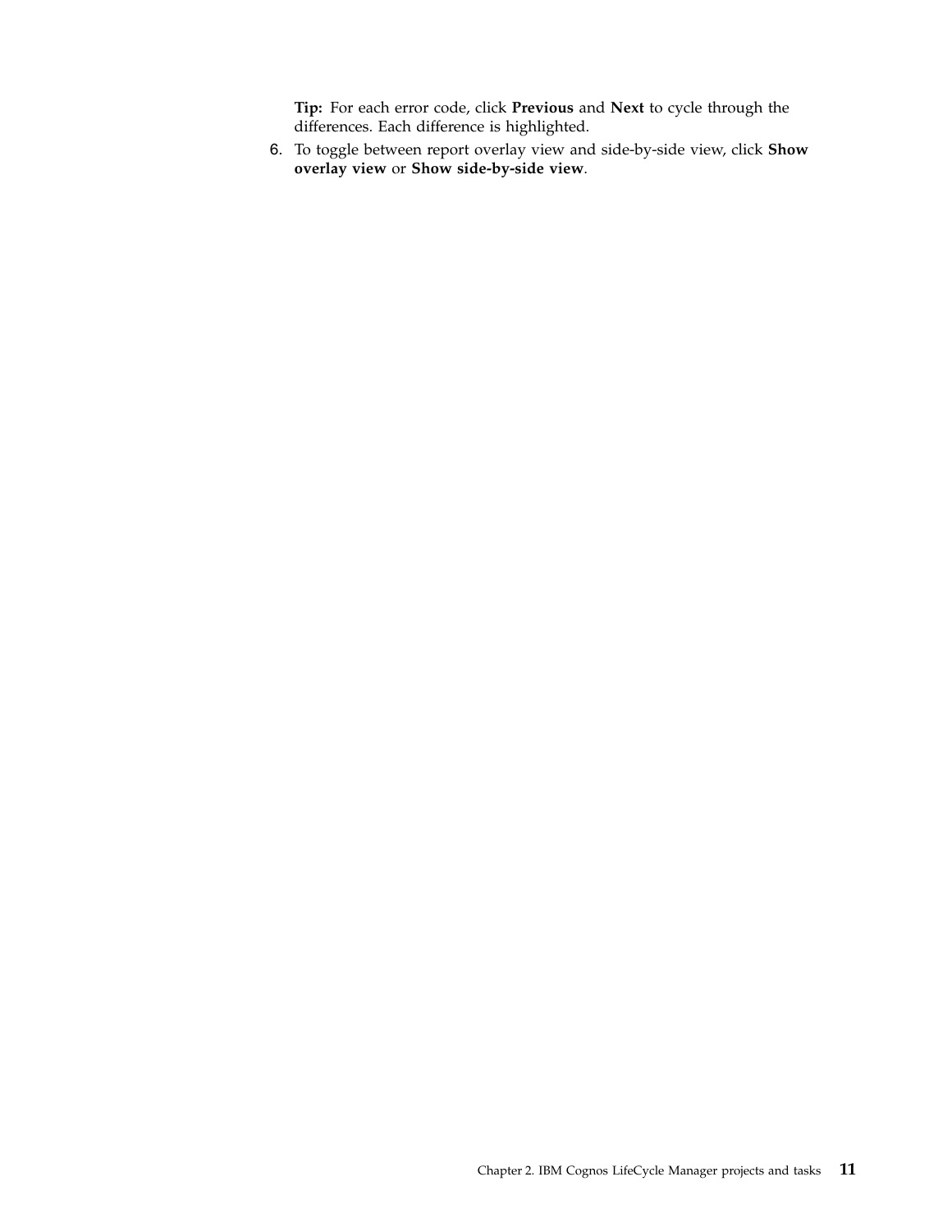**Tip:** For each error code, click **Previous** and **Next** to cycle through the differences. Each difference is highlighted.

6. To toggle between report overlay view and side-by-side view, click **Show overlay view** or **Show side-by-side view**.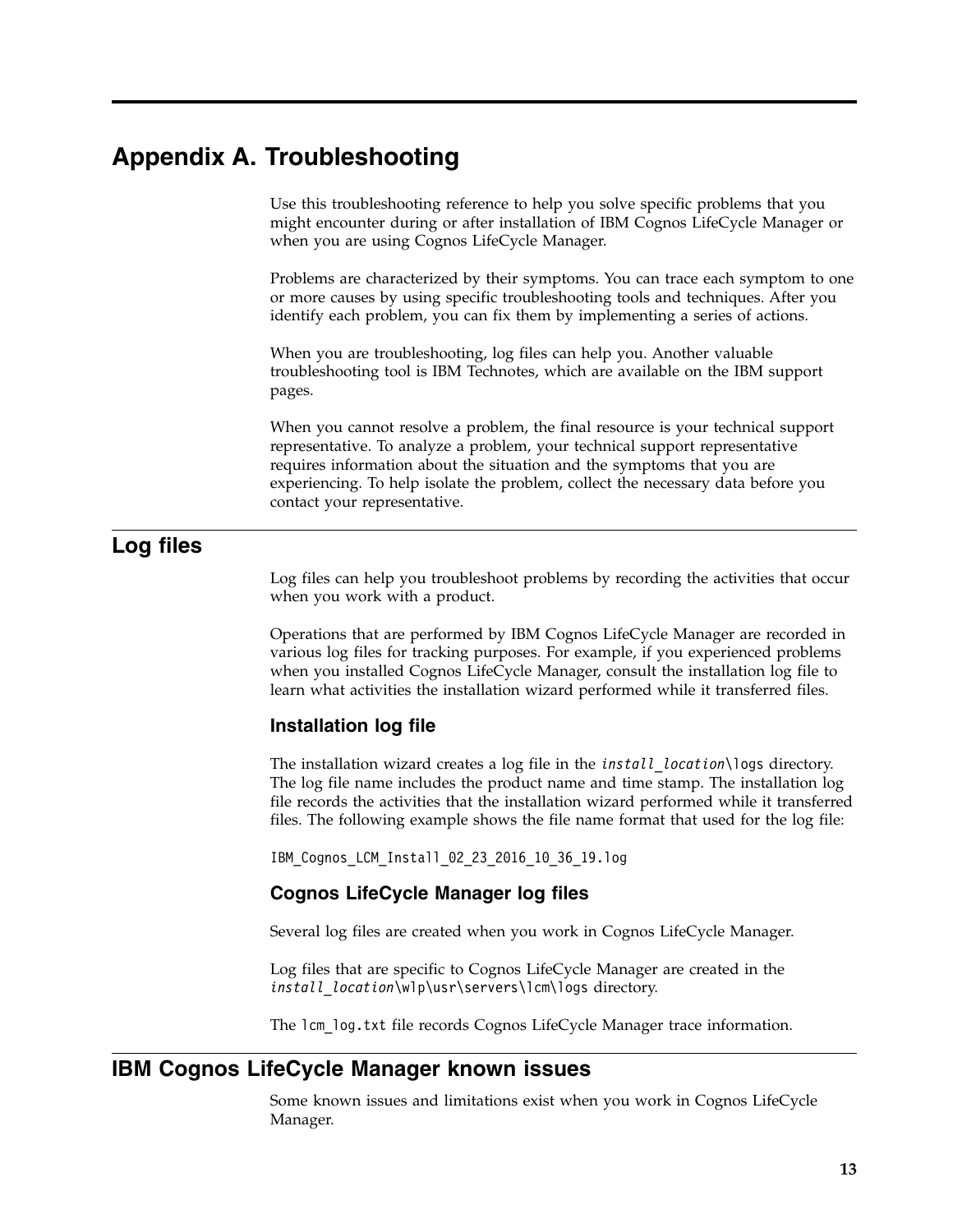# Appendix A. Troubleshooting

Use this troubleshooting reference to help you solve specific problems that you might encounter during or after installation of IBM Cognos LifeCycle Manager or when you are using Cognos LifeCycle Manager.

Problems are characterized by their symptoms. You can trace each symptom to one or more causes by using specific troubleshooting tools and techniques. After you identify each problem, you can fix them by implementing a series of actions.

When you are troubleshooting, log files can help you. Another valuable troubleshooting tool is IBM Technotes, which are available on the IBM support pages.

When you cannot resolve a problem, the final resource is your technical support representative. To analyze a problem, your technical support representative requires information about the situation and the symptoms that you are experiencing. To help isolate the problem, collect the necessary data before you contact your representative.

## Log files

Log files can help you troubleshoot problems by recording the activities that occur when you work with a product.

Operations that are performed by IBM Cognos LifeCycle Manager are recorded in various log files for tracking purposes. For example, if you experienced problems when you installed Cognos LifeCycle Manager, consult the installation log file to learn what activities the installation wizard performed while it transferred files.

### Installation log file

The installation wizard creates a log file in the `*install_location*\logs` directory. The log file name includes the product name and time stamp. The installation log file records the activities that the installation wizard performed while it transferred files. The following example shows the file name format that used for the log file:

```
IBM_Cognos_LCM_Install_02_23_2016_10_36_19.log
```

### Cognos LifeCycle Manager log files

Several log files are created when you work in Cognos LifeCycle Manager.

Log files that are specific to Cognos LifeCycle Manager are created in the *install_location*`\wlp\usr\servers\lcm\logs` directory.

The `lcm_log.txt` file records Cognos LifeCycle Manager trace information.

## IBM Cognos LifeCycle Manager known issues

Some known issues and limitations exist when you work in Cognos LifeCycle Manager.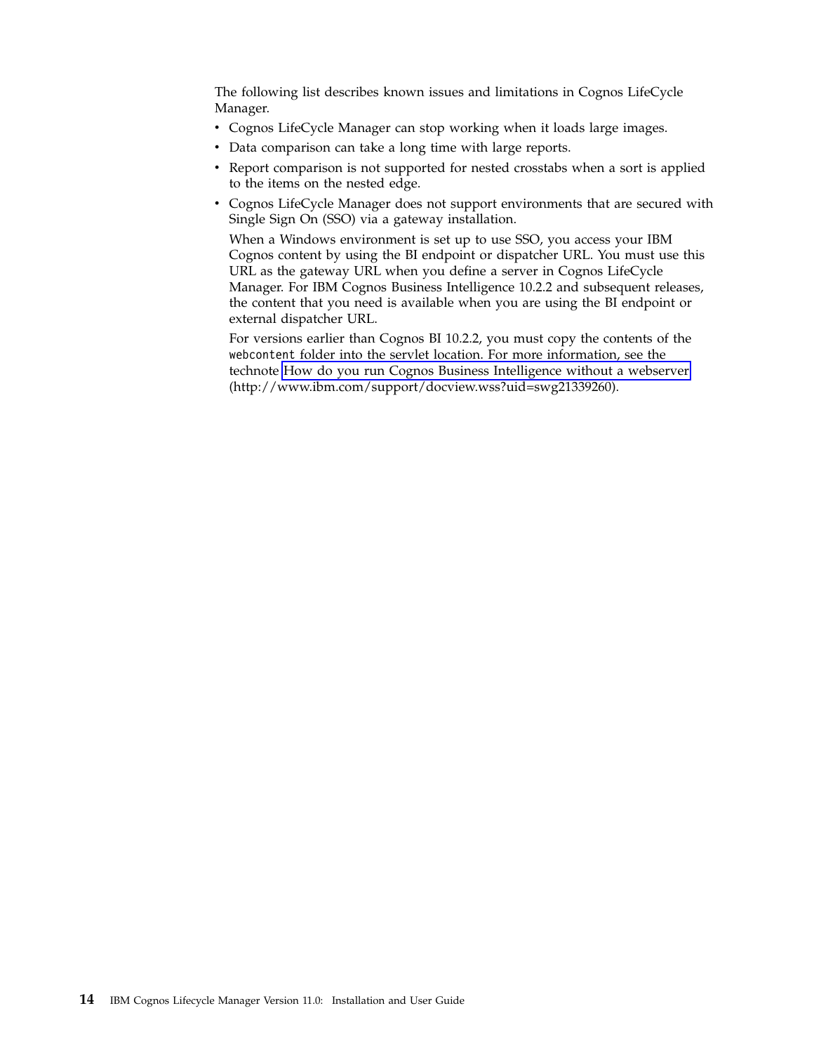The following list describes known issues and limitations in Cognos LifeCycle Manager.

- Cognos LifeCycle Manager can stop working when it loads large images.
- Data comparison can take a long time with large reports.
- Report comparison is not supported for nested crosstabs when a sort is applied to the items on the nested edge.
- Cognos LifeCycle Manager does not support environments that are secured with Single Sign On (SSO) via a gateway installation.

  When a Windows environment is set up to use SSO, you access your IBM Cognos content by using the BI endpoint or dispatcher URL. You must use this URL as the gateway URL when you define a server in Cognos LifeCycle Manager. For IBM Cognos Business Intelligence 10.2.2 and subsequent releases, the content that you need is available when you are using the BI endpoint or external dispatcher URL.

  For versions earlier than Cognos BI 10.2.2, you must copy the contents of the `webcontent` folder into the servlet location. For more information, see the technote How do you run Cognos Business Intelligence without a webserver (http://www.ibm.com/support/docview.wss?uid=swg21339260).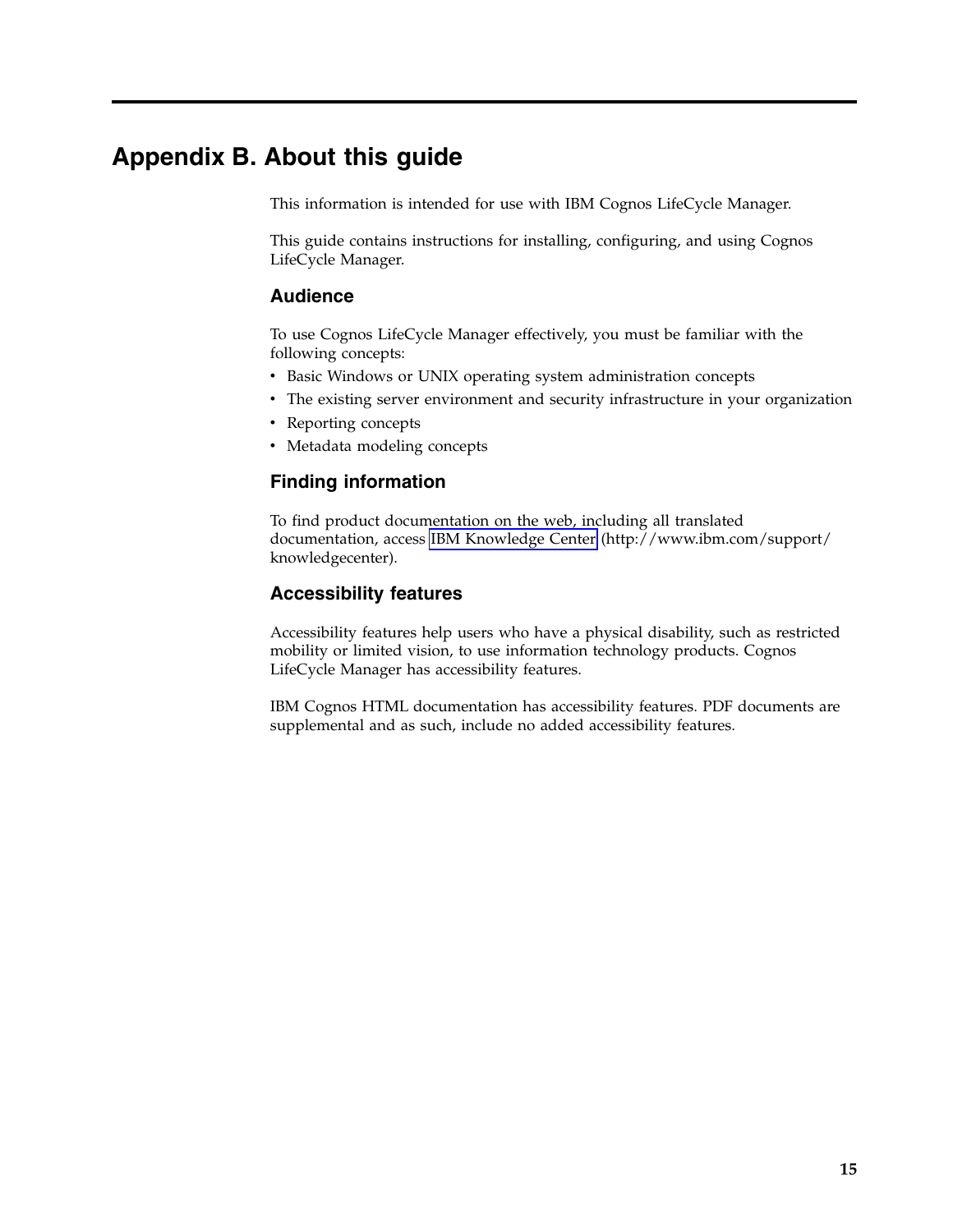# Appendix B. About this guide

This information is intended for use with IBM Cognos LifeCycle Manager.

This guide contains instructions for installing, configuring, and using Cognos LifeCycle Manager.

## Audience

To use Cognos LifeCycle Manager effectively, you must be familiar with the following concepts:

- Basic Windows or UNIX operating system administration concepts
- The existing server environment and security infrastructure in your organization
- Reporting concepts
- Metadata modeling concepts

## Finding information

To find product documentation on the web, including all translated documentation, access IBM Knowledge Center (http://www.ibm.com/support/knowledgecenter).

## Accessibility features

Accessibility features help users who have a physical disability, such as restricted mobility or limited vision, to use information technology products. Cognos LifeCycle Manager has accessibility features.

IBM Cognos HTML documentation has accessibility features. PDF documents are supplemental and as such, include no added accessibility features.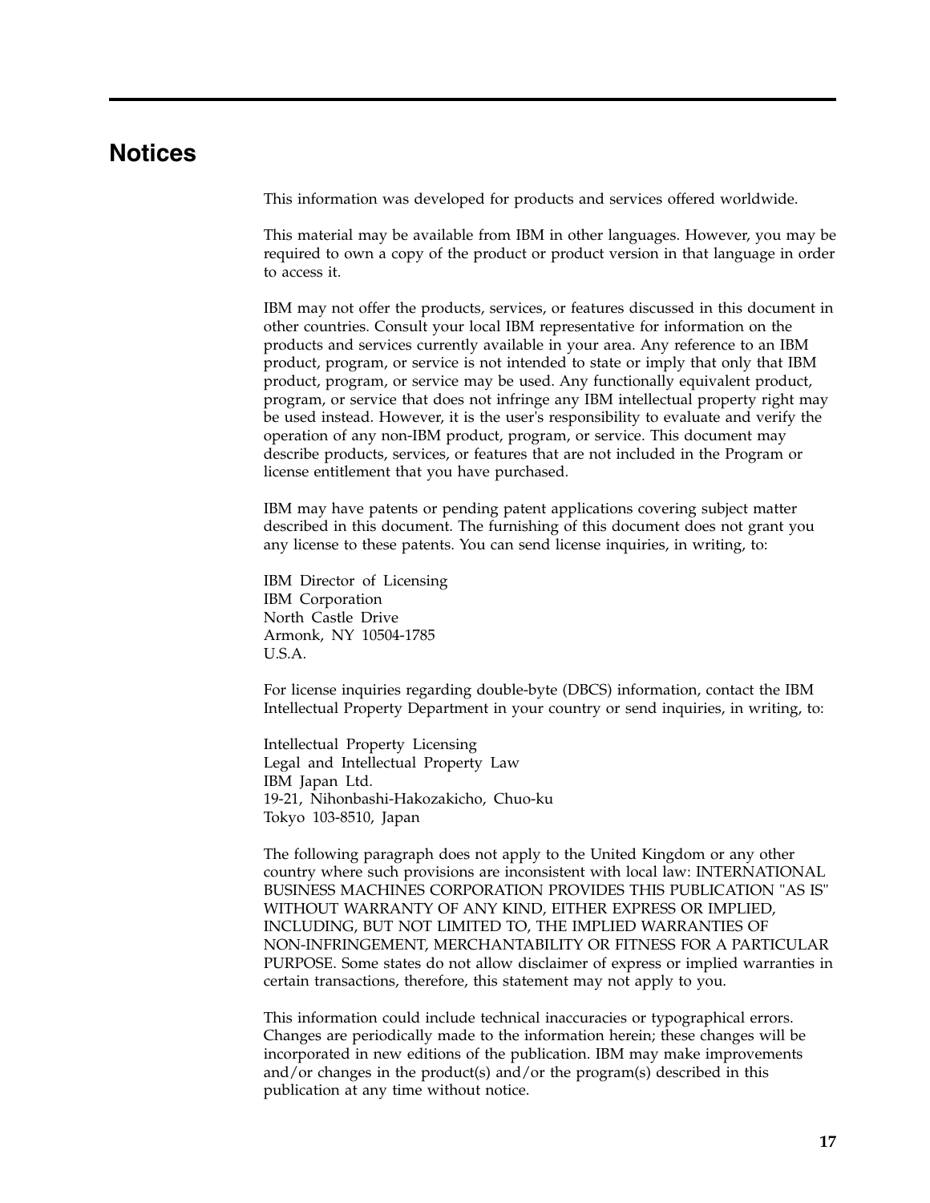# Notices

This information was developed for products and services offered worldwide.

This material may be available from IBM in other languages. However, you may be required to own a copy of the product or product version in that language in order to access it.

IBM may not offer the products, services, or features discussed in this document in other countries. Consult your local IBM representative for information on the products and services currently available in your area. Any reference to an IBM product, program, or service is not intended to state or imply that only that IBM product, program, or service may be used. Any functionally equivalent product, program, or service that does not infringe any IBM intellectual property right may be used instead. However, it is the user's responsibility to evaluate and verify the operation of any non-IBM product, program, or service. This document may describe products, services, or features that are not included in the Program or license entitlement that you have purchased.

IBM may have patents or pending patent applications covering subject matter described in this document. The furnishing of this document does not grant you any license to these patents. You can send license inquiries, in writing, to:

IBM Director of Licensing
IBM Corporation
North Castle Drive
Armonk, NY 10504-1785
U.S.A.

For license inquiries regarding double-byte (DBCS) information, contact the IBM Intellectual Property Department in your country or send inquiries, in writing, to:

Intellectual Property Licensing
Legal and Intellectual Property Law
IBM Japan Ltd.
19-21, Nihonbashi-Hakozakicho, Chuo-ku
Tokyo 103-8510, Japan

The following paragraph does not apply to the United Kingdom or any other country where such provisions are inconsistent with local law: INTERNATIONAL BUSINESS MACHINES CORPORATION PROVIDES THIS PUBLICATION "AS IS" WITHOUT WARRANTY OF ANY KIND, EITHER EXPRESS OR IMPLIED, INCLUDING, BUT NOT LIMITED TO, THE IMPLIED WARRANTIES OF NON-INFRINGEMENT, MERCHANTABILITY OR FITNESS FOR A PARTICULAR PURPOSE. Some states do not allow disclaimer of express or implied warranties in certain transactions, therefore, this statement may not apply to you.

This information could include technical inaccuracies or typographical errors. Changes are periodically made to the information herein; these changes will be incorporated in new editions of the publication. IBM may make improvements and/or changes in the product(s) and/or the program(s) described in this publication at any time without notice.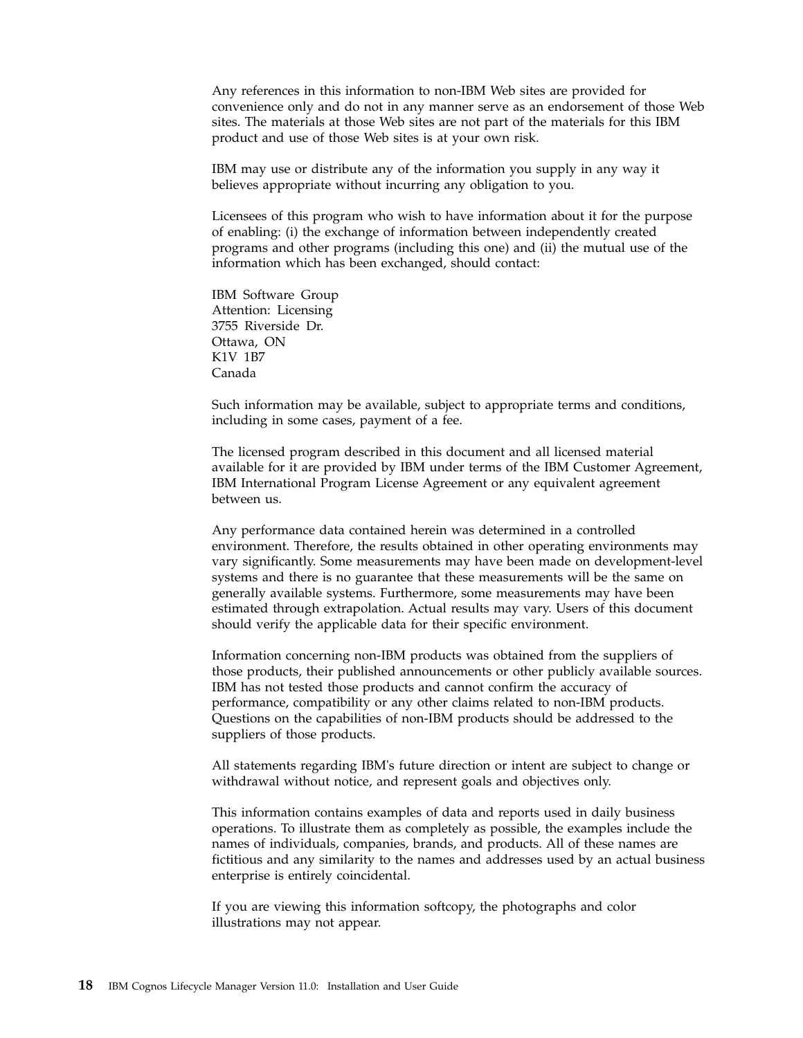Any references in this information to non-IBM Web sites are provided for convenience only and do not in any manner serve as an endorsement of those Web sites. The materials at those Web sites are not part of the materials for this IBM product and use of those Web sites is at your own risk.

IBM may use or distribute any of the information you supply in any way it believes appropriate without incurring any obligation to you.

Licensees of this program who wish to have information about it for the purpose of enabling: (i) the exchange of information between independently created programs and other programs (including this one) and (ii) the mutual use of the information which has been exchanged, should contact:

IBM Software Group
Attention: Licensing
3755 Riverside Dr.
Ottawa, ON
K1V 1B7
Canada

Such information may be available, subject to appropriate terms and conditions, including in some cases, payment of a fee.

The licensed program described in this document and all licensed material available for it are provided by IBM under terms of the IBM Customer Agreement, IBM International Program License Agreement or any equivalent agreement between us.

Any performance data contained herein was determined in a controlled environment. Therefore, the results obtained in other operating environments may vary significantly. Some measurements may have been made on development-level systems and there is no guarantee that these measurements will be the same on generally available systems. Furthermore, some measurements may have been estimated through extrapolation. Actual results may vary. Users of this document should verify the applicable data for their specific environment.

Information concerning non-IBM products was obtained from the suppliers of those products, their published announcements or other publicly available sources. IBM has not tested those products and cannot confirm the accuracy of performance, compatibility or any other claims related to non-IBM products. Questions on the capabilities of non-IBM products should be addressed to the suppliers of those products.

All statements regarding IBM's future direction or intent are subject to change or withdrawal without notice, and represent goals and objectives only.

This information contains examples of data and reports used in daily business operations. To illustrate them as completely as possible, the examples include the names of individuals, companies, brands, and products. All of these names are fictitious and any similarity to the names and addresses used by an actual business enterprise is entirely coincidental.

If you are viewing this information softcopy, the photographs and color illustrations may not appear.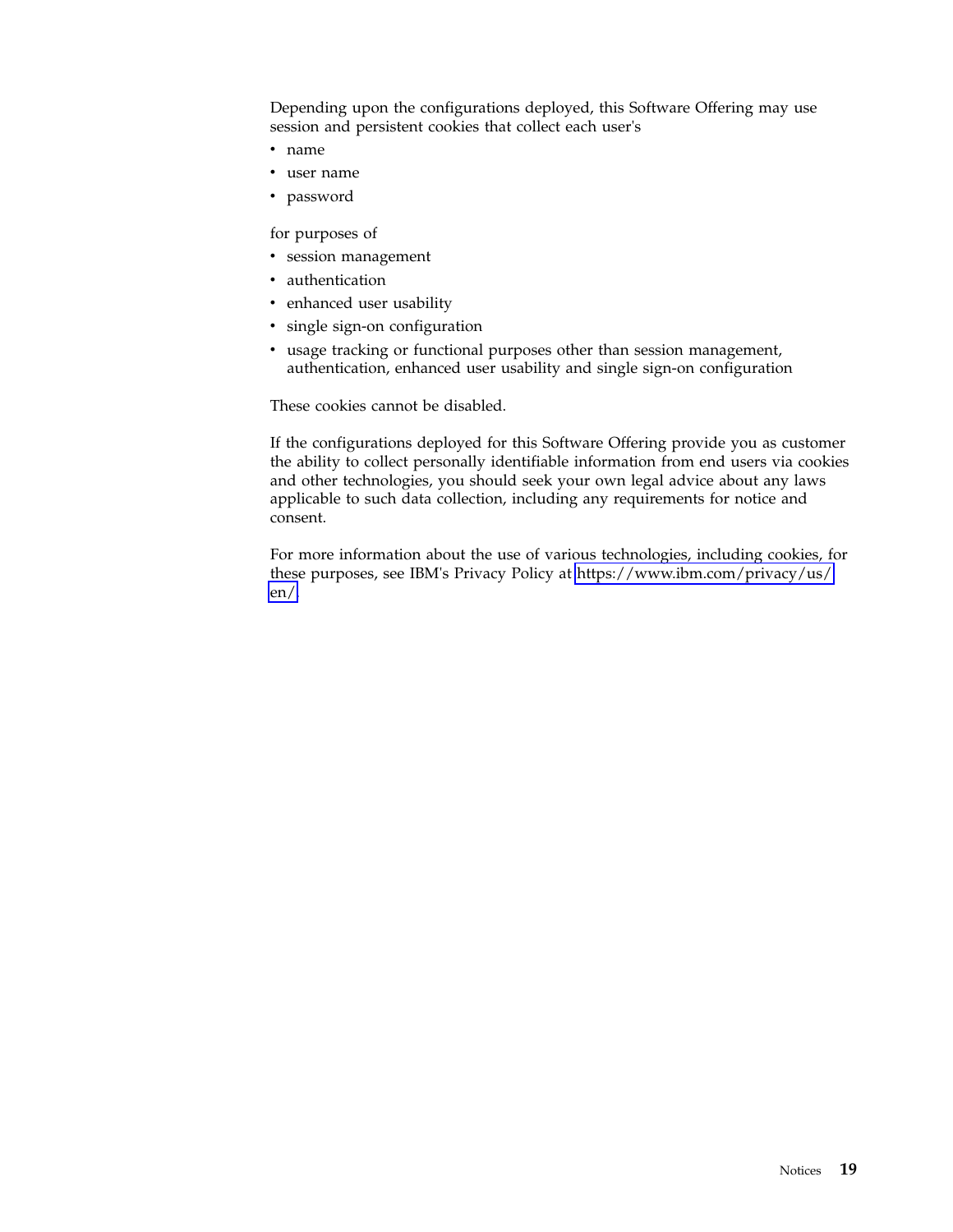Depending upon the configurations deployed, this Software Offering may use session and persistent cookies that collect each user's

- name
- user name
- password

for purposes of

- session management
- authentication
- enhanced user usability
- single sign-on configuration
- usage tracking or functional purposes other than session management, authentication, enhanced user usability and single sign-on configuration

These cookies cannot be disabled.

If the configurations deployed for this Software Offering provide you as customer the ability to collect personally identifiable information from end users via cookies and other technologies, you should seek your own legal advice about any laws applicable to such data collection, including any requirements for notice and consent.

For more information about the use of various technologies, including cookies, for these purposes, see IBM's Privacy Policy at https://www.ibm.com/privacy/us/en/.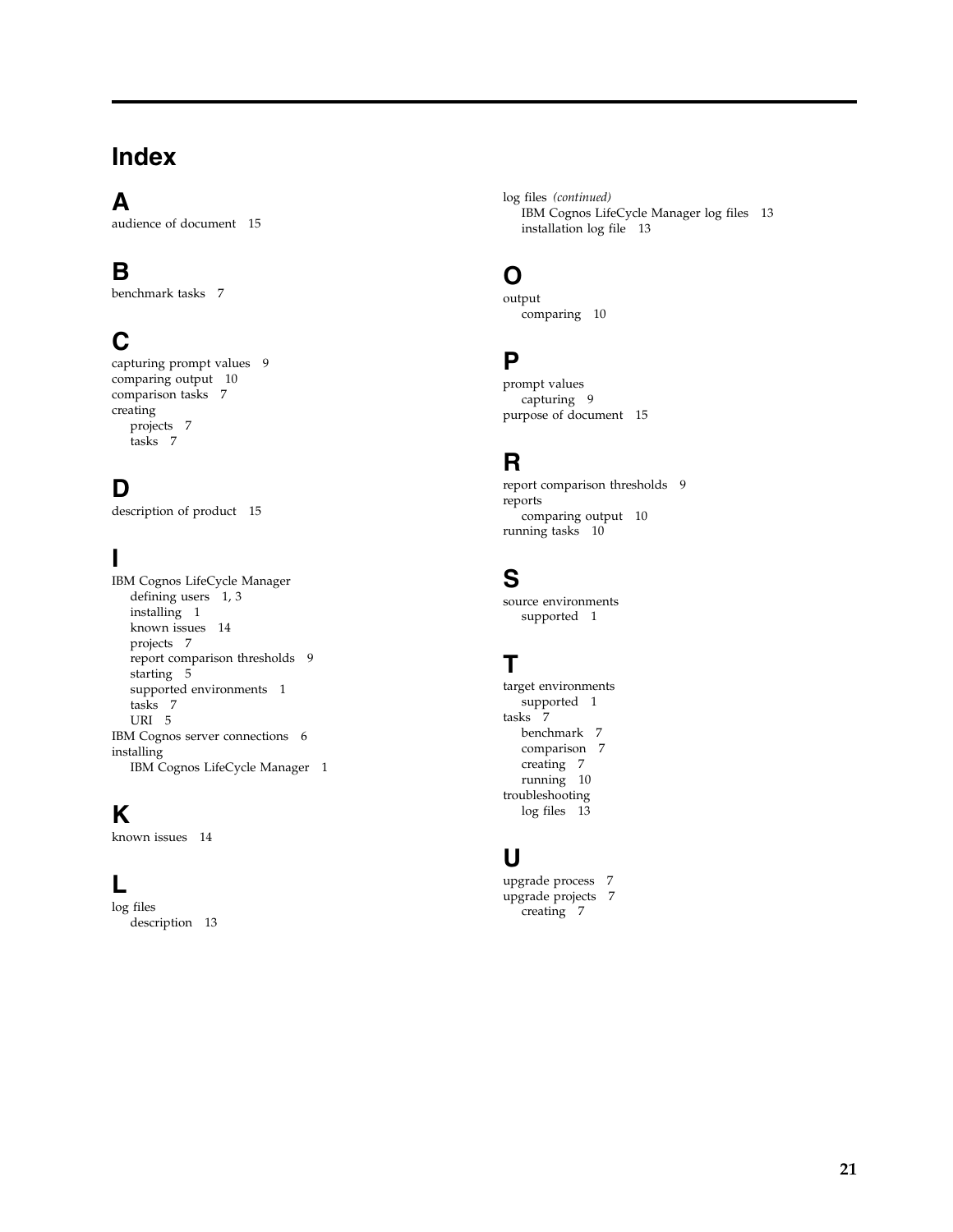# Index

## A

audience of document 15

## B

benchmark tasks 7

## C

capturing prompt values 9
comparing output 10
comparison tasks 7
creating
  projects 7
  tasks 7

## D

description of product 15

## I

IBM Cognos LifeCycle Manager
  defining users 1, 3
  installing 1
  known issues 14
  projects 7
  report comparison thresholds 9
  starting 5
  supported environments 1
  tasks 7
  URI 5
IBM Cognos server connections 6
installing
  IBM Cognos LifeCycle Manager 1

## K

known issues 14

## L

log files
  description 13
log files *(continued)*
  IBM Cognos LifeCycle Manager log files 13
  installation log file 13

## O

output
  comparing 10

## P

prompt values
  capturing 9
purpose of document 15

## R

report comparison thresholds 9
reports
  comparing output 10
running tasks 10

## S

source environments
  supported 1

## T

target environments
  supported 1
tasks 7
  benchmark 7
  comparison 7
  creating 7
  running 10
troubleshooting
  log files 13

## U

upgrade process 7
upgrade projects 7
  creating 7